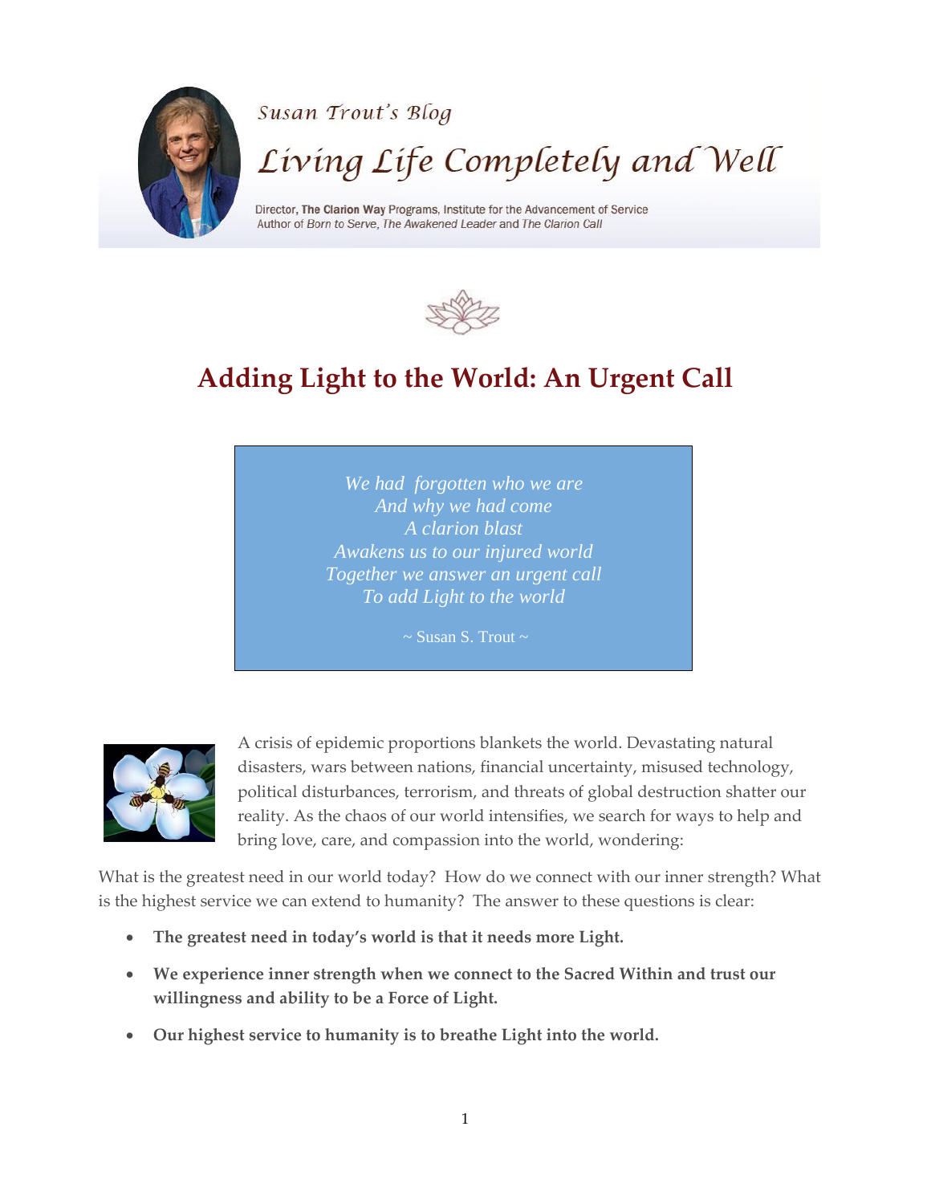Susan Trout's Blog

# Living Life Completely and Well

Director, **The Clarion Way** Programs, Institute for the Advancement of Service
Author of *Born to Serve*, *The Awakened Leader* and *The Clarion Call*

## Adding Light to the World: An Urgent Call

*We had forgotten who we are*
*And why we had come*
*A clarion blast*
*Awakens us to our injured world*
*Together we answer an urgent call*
*To add Light to the world*

~ Susan S. Trout ~

A crisis of epidemic proportions blankets the world. Devastating natural disasters, wars between nations, financial uncertainty, misused technology, political disturbances, terrorism, and threats of global destruction shatter our reality. As the chaos of our world intensifies, we search for ways to help and bring love, care, and compassion into the world, wondering:

What is the greatest need in our world today? How do we connect with our inner strength? What is the highest service we can extend to humanity? The answer to these questions is clear:

- **The greatest need in today's world is that it needs more Light.**
- **We experience inner strength when we connect to the Sacred Within and trust our willingness and ability to be a Force of Light.**
- **Our highest service to humanity is to breathe Light into the world.**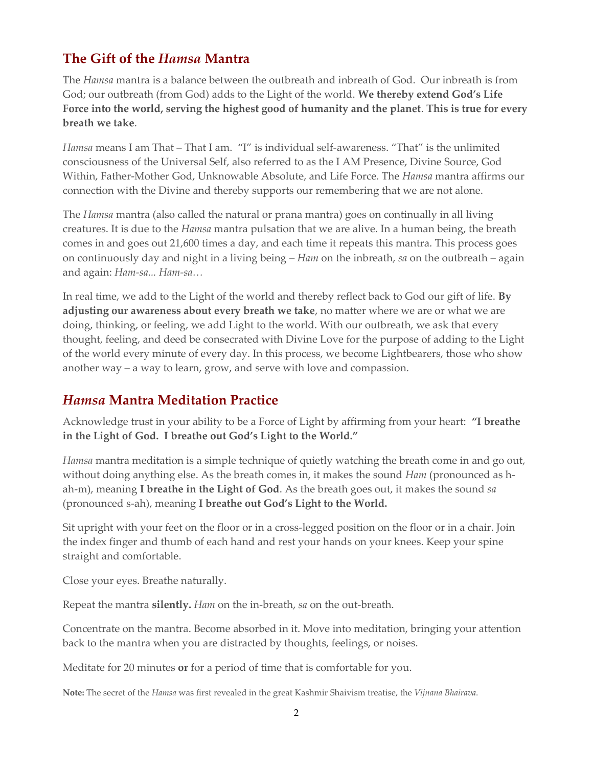## The Gift of the *Hamsa* Mantra

The *Hamsa* mantra is a balance between the outbreath and inbreath of God. Our inbreath is from God; our outbreath (from God) adds to the Light of the world. **We thereby extend God's Life Force into the world, serving the highest good of humanity and the planet**. **This is true for every breath we take**.

*Hamsa* means I am That – That I am. "I" is individual self-awareness. "That" is the unlimited consciousness of the Universal Self, also referred to as the I AM Presence, Divine Source, God Within, Father-Mother God, Unknowable Absolute, and Life Force. The *Hamsa* mantra affirms our connection with the Divine and thereby supports our remembering that we are not alone.

The *Hamsa* mantra (also called the natural or prana mantra) goes on continually in all living creatures. It is due to the *Hamsa* mantra pulsation that we are alive. In a human being, the breath comes in and goes out 21,600 times a day, and each time it repeats this mantra. This process goes on continuously day and night in a living being – *Ham* on the inbreath, *sa* on the outbreath – again and again: *Ham-sa... Ham-sa…*

In real time, we add to the Light of the world and thereby reflect back to God our gift of life. **By adjusting our awareness about every breath we take**, no matter where we are or what we are doing, thinking, or feeling, we add Light to the world. With our outbreath, we ask that every thought, feeling, and deed be consecrated with Divine Love for the purpose of adding to the Light of the world every minute of every day. In this process, we become Lightbearers, those who show another way – a way to learn, grow, and serve with love and compassion.

## *Hamsa* Mantra Meditation Practice

Acknowledge trust in your ability to be a Force of Light by affirming from your heart: **"I breathe in the Light of God. I breathe out God's Light to the World."**

*Hamsa* mantra meditation is a simple technique of quietly watching the breath come in and go out, without doing anything else. As the breath comes in, it makes the sound *Ham* (pronounced as h-ah-m), meaning **I breathe in the Light of God**. As the breath goes out, it makes the sound *sa* (pronounced s-ah), meaning **I breathe out God's Light to the World.**

Sit upright with your feet on the floor or in a cross-legged position on the floor or in a chair. Join the index finger and thumb of each hand and rest your hands on your knees. Keep your spine straight and comfortable.

Close your eyes. Breathe naturally.

Repeat the mantra **silently.** *Ham* on the in-breath, *sa* on the out-breath.

Concentrate on the mantra. Become absorbed in it. Move into meditation, bringing your attention back to the mantra when you are distracted by thoughts, feelings, or noises.

Meditate for 20 minutes **or** for a period of time that is comfortable for you.

**Note:** The secret of the *Hamsa* was first revealed in the great Kashmir Shaivism treatise, the *Vijnana Bhairava.*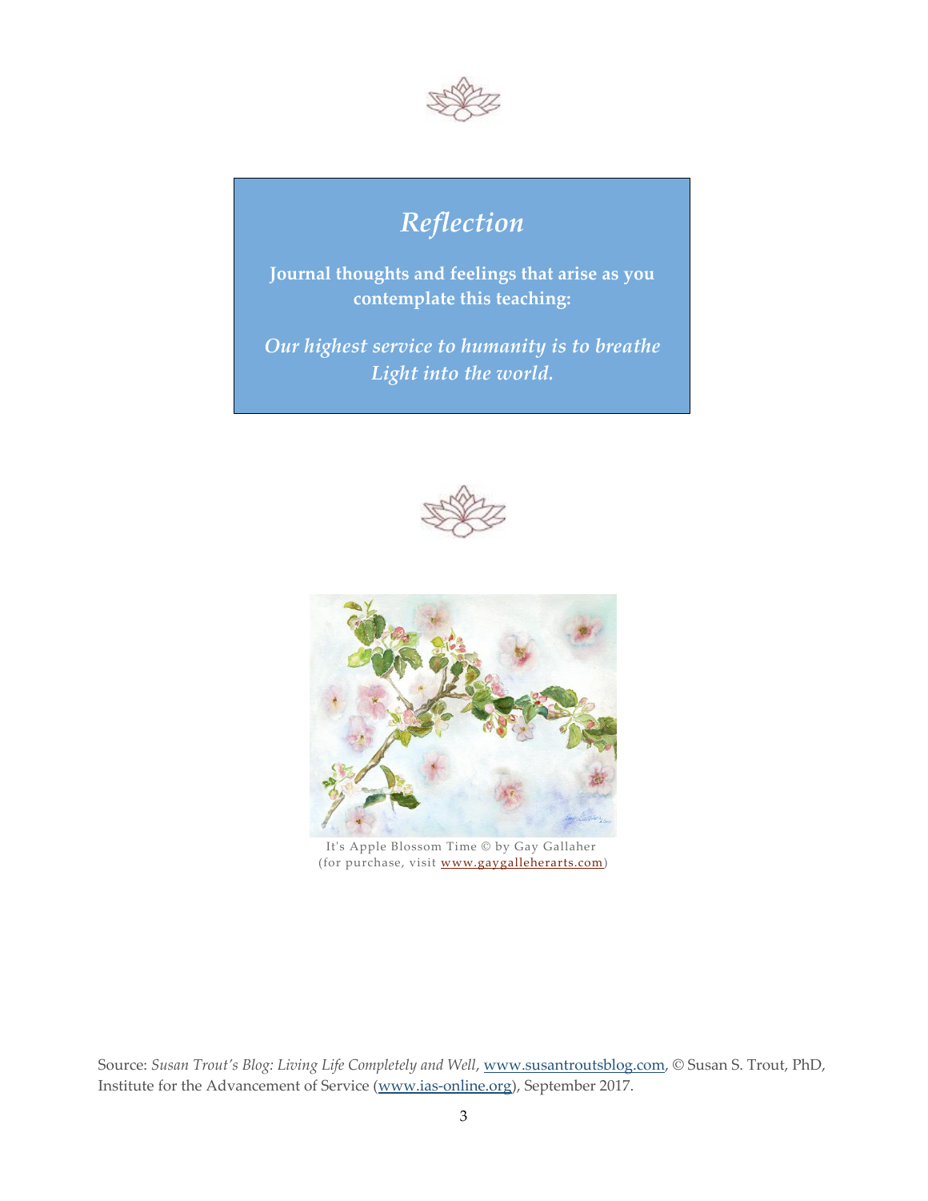# *Reflection*

**Journal thoughts and feelings that arise as you contemplate this teaching:**

***Our highest service to humanity is to breathe Light into the world.***

It's Apple Blossom Time © by Gay Gallaher
(for purchase, visit www.gaygalleherarts.com)

Source: *Susan Trout's Blog: Living Life Completely and Well*, www.susantroutsblog.com, © Susan S. Trout, PhD, Institute for the Advancement of Service (www.ias-online.org), September 2017.